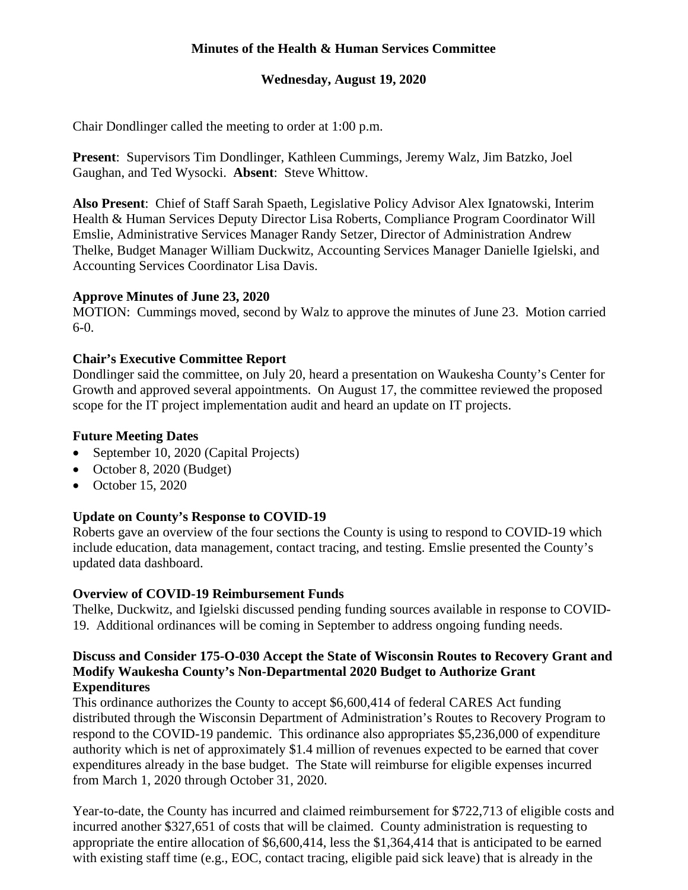# Minutes of the Health & Human Services Committee

## Wednesday, August 19, 2020

Chair Dondlinger called the meeting to order at 1:00 p.m.

**Present**: Supervisors Tim Dondlinger, Kathleen Cummings, Jeremy Walz, Jim Batzko, Joel Gaughan, and Ted Wysocki. **Absent**: Steve Whittow.

**Also Present**: Chief of Staff Sarah Spaeth, Legislative Policy Advisor Alex Ignatowski, Interim Health & Human Services Deputy Director Lisa Roberts, Compliance Program Coordinator Will Emslie, Administrative Services Manager Randy Setzer, Director of Administration Andrew Thelke, Budget Manager William Duckwitz, Accounting Services Manager Danielle Igielski, and Accounting Services Coordinator Lisa Davis.

**Approve Minutes of June 23, 2020**
MOTION: Cummings moved, second by Walz to approve the minutes of June 23. Motion carried 6-0.

**Chair's Executive Committee Report**
Dondlinger said the committee, on July 20, heard a presentation on Waukesha County's Center for Growth and approved several appointments. On August 17, the committee reviewed the proposed scope for the IT project implementation audit and heard an update on IT projects.

**Future Meeting Dates**

- September 10, 2020 (Capital Projects)
- October 8, 2020 (Budget)
- October 15, 2020

**Update on County's Response to COVID-19**
Roberts gave an overview of the four sections the County is using to respond to COVID-19 which include education, data management, contact tracing, and testing. Emslie presented the County's updated data dashboard.

**Overview of COVID-19 Reimbursement Funds**
Thelke, Duckwitz, and Igielski discussed pending funding sources available in response to COVID-19. Additional ordinances will be coming in September to address ongoing funding needs.

**Discuss and Consider 175-O-030 Accept the State of Wisconsin Routes to Recovery Grant and Modify Waukesha County's Non-Departmental 2020 Budget to Authorize Grant Expenditures**
This ordinance authorizes the County to accept $6,600,414 of federal CARES Act funding distributed through the Wisconsin Department of Administration's Routes to Recovery Program to respond to the COVID-19 pandemic. This ordinance also appropriates $5,236,000 of expenditure authority which is net of approximately $1.4 million of revenues expected to be earned that cover expenditures already in the base budget. The State will reimburse for eligible expenses incurred from March 1, 2020 through October 31, 2020.

Year-to-date, the County has incurred and claimed reimbursement for $722,713 of eligible costs and incurred another $327,651 of costs that will be claimed. County administration is requesting to appropriate the entire allocation of $6,600,414, less the $1,364,414 that is anticipated to be earned with existing staff time (e.g., EOC, contact tracing, eligible paid sick leave) that is already in the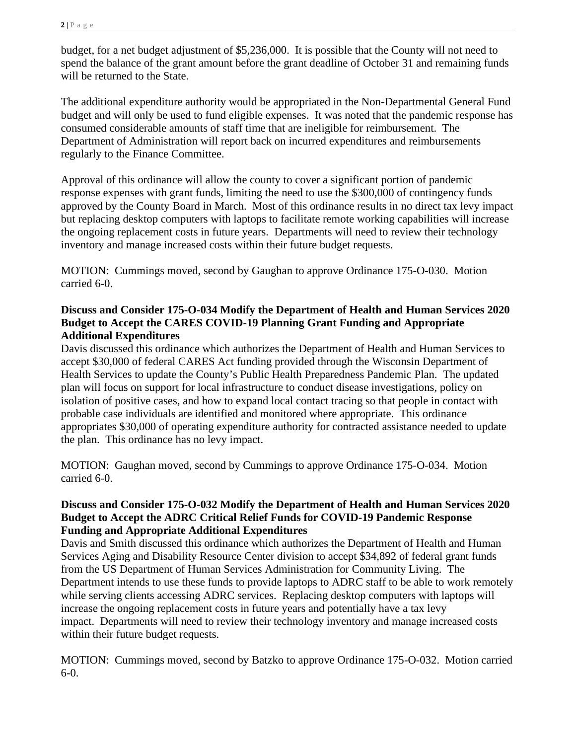budget, for a net budget adjustment of $5,236,000. It is possible that the County will not need to spend the balance of the grant amount before the grant deadline of October 31 and remaining funds will be returned to the State.

The additional expenditure authority would be appropriated in the Non-Departmental General Fund budget and will only be used to fund eligible expenses. It was noted that the pandemic response has consumed considerable amounts of staff time that are ineligible for reimbursement. The Department of Administration will report back on incurred expenditures and reimbursements regularly to the Finance Committee.

Approval of this ordinance will allow the county to cover a significant portion of pandemic response expenses with grant funds, limiting the need to use the $300,000 of contingency funds approved by the County Board in March. Most of this ordinance results in no direct tax levy impact but replacing desktop computers with laptops to facilitate remote working capabilities will increase the ongoing replacement costs in future years. Departments will need to review their technology inventory and manage increased costs within their future budget requests.

MOTION: Cummings moved, second by Gaughan to approve Ordinance 175-O-030. Motion carried 6-0.

**Discuss and Consider 175-O-034 Modify the Department of Health and Human Services 2020 Budget to Accept the CARES COVID-19 Planning Grant Funding and Appropriate Additional Expenditures**

Davis discussed this ordinance which authorizes the Department of Health and Human Services to accept $30,000 of federal CARES Act funding provided through the Wisconsin Department of Health Services to update the County's Public Health Preparedness Pandemic Plan. The updated plan will focus on support for local infrastructure to conduct disease investigations, policy on isolation of positive cases, and how to expand local contact tracing so that people in contact with probable case individuals are identified and monitored where appropriate. This ordinance appropriates $30,000 of operating expenditure authority for contracted assistance needed to update the plan. This ordinance has no levy impact.

MOTION: Gaughan moved, second by Cummings to approve Ordinance 175-O-034. Motion carried 6-0.

**Discuss and Consider 175-O-032 Modify the Department of Health and Human Services 2020 Budget to Accept the ADRC Critical Relief Funds for COVID-19 Pandemic Response Funding and Appropriate Additional Expenditures**

Davis and Smith discussed this ordinance which authorizes the Department of Health and Human Services Aging and Disability Resource Center division to accept $34,892 of federal grant funds from the US Department of Human Services Administration for Community Living. The Department intends to use these funds to provide laptops to ADRC staff to be able to work remotely while serving clients accessing ADRC services. Replacing desktop computers with laptops will increase the ongoing replacement costs in future years and potentially have a tax levy impact. Departments will need to review their technology inventory and manage increased costs within their future budget requests.

MOTION: Cummings moved, second by Batzko to approve Ordinance 175-O-032. Motion carried 6-0.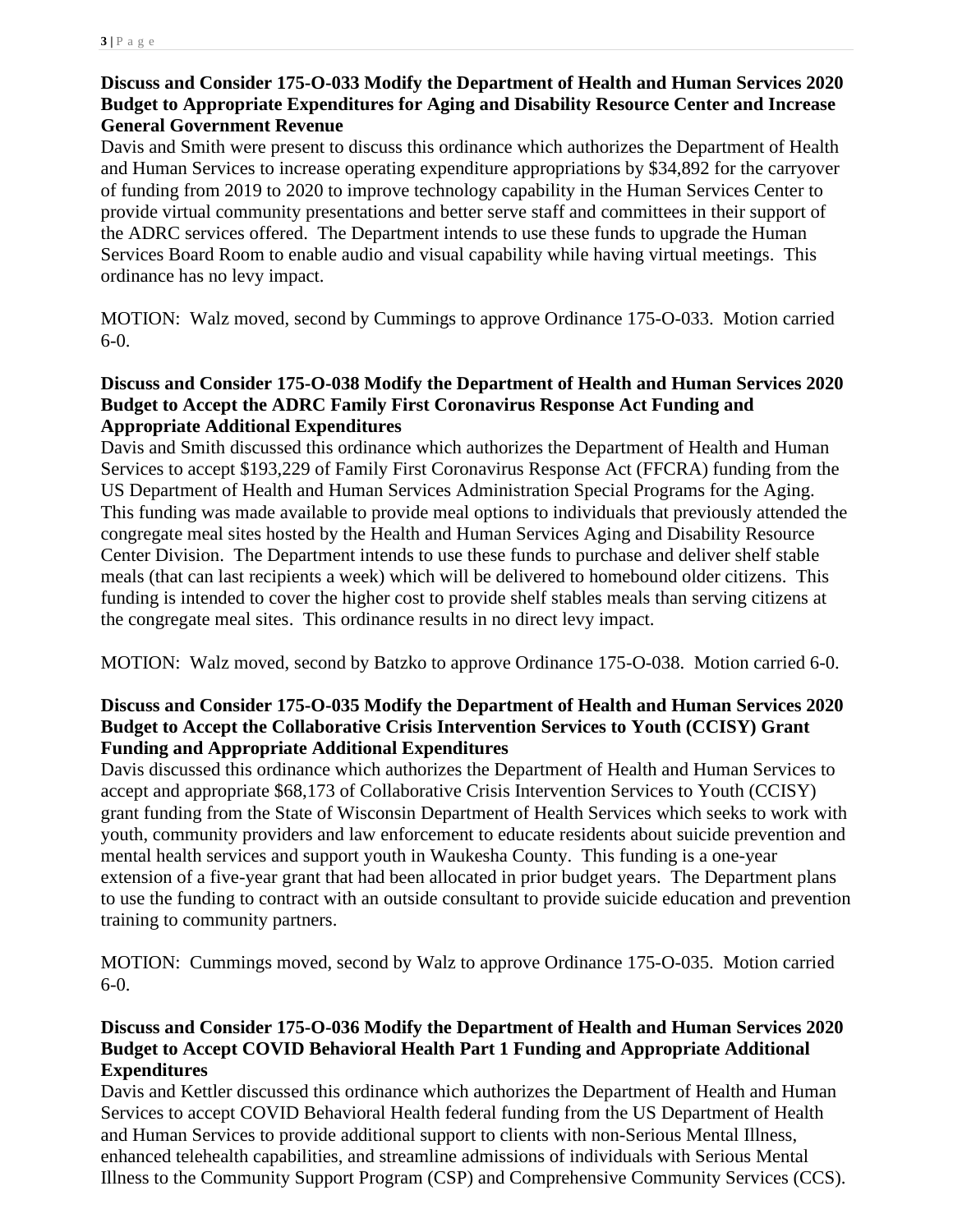**Discuss and Consider 175-O-033 Modify the Department of Health and Human Services 2020 Budget to Appropriate Expenditures for Aging and Disability Resource Center and Increase General Government Revenue**

Davis and Smith were present to discuss this ordinance which authorizes the Department of Health and Human Services to increase operating expenditure appropriations by $34,892 for the carryover of funding from 2019 to 2020 to improve technology capability in the Human Services Center to provide virtual community presentations and better serve staff and committees in their support of the ADRC services offered. The Department intends to use these funds to upgrade the Human Services Board Room to enable audio and visual capability while having virtual meetings. This ordinance has no levy impact.

MOTION: Walz moved, second by Cummings to approve Ordinance 175-O-033. Motion carried 6-0.

**Discuss and Consider 175-O-038 Modify the Department of Health and Human Services 2020 Budget to Accept the ADRC Family First Coronavirus Response Act Funding and Appropriate Additional Expenditures**

Davis and Smith discussed this ordinance which authorizes the Department of Health and Human Services to accept $193,229 of Family First Coronavirus Response Act (FFCRA) funding from the US Department of Health and Human Services Administration Special Programs for the Aging. This funding was made available to provide meal options to individuals that previously attended the congregate meal sites hosted by the Health and Human Services Aging and Disability Resource Center Division. The Department intends to use these funds to purchase and deliver shelf stable meals (that can last recipients a week) which will be delivered to homebound older citizens. This funding is intended to cover the higher cost to provide shelf stables meals than serving citizens at the congregate meal sites. This ordinance results in no direct levy impact.

MOTION: Walz moved, second by Batzko to approve Ordinance 175-O-038. Motion carried 6-0.

**Discuss and Consider 175-O-035 Modify the Department of Health and Human Services 2020 Budget to Accept the Collaborative Crisis Intervention Services to Youth (CCISY) Grant Funding and Appropriate Additional Expenditures**

Davis discussed this ordinance which authorizes the Department of Health and Human Services to accept and appropriate $68,173 of Collaborative Crisis Intervention Services to Youth (CCISY) grant funding from the State of Wisconsin Department of Health Services which seeks to work with youth, community providers and law enforcement to educate residents about suicide prevention and mental health services and support youth in Waukesha County. This funding is a one-year extension of a five-year grant that had been allocated in prior budget years. The Department plans to use the funding to contract with an outside consultant to provide suicide education and prevention training to community partners.

MOTION: Cummings moved, second by Walz to approve Ordinance 175-O-035. Motion carried 6-0.

**Discuss and Consider 175-O-036 Modify the Department of Health and Human Services 2020 Budget to Accept COVID Behavioral Health Part 1 Funding and Appropriate Additional Expenditures**

Davis and Kettler discussed this ordinance which authorizes the Department of Health and Human Services to accept COVID Behavioral Health federal funding from the US Department of Health and Human Services to provide additional support to clients with non-Serious Mental Illness, enhanced telehealth capabilities, and streamline admissions of individuals with Serious Mental Illness to the Community Support Program (CSP) and Comprehensive Community Services (CCS).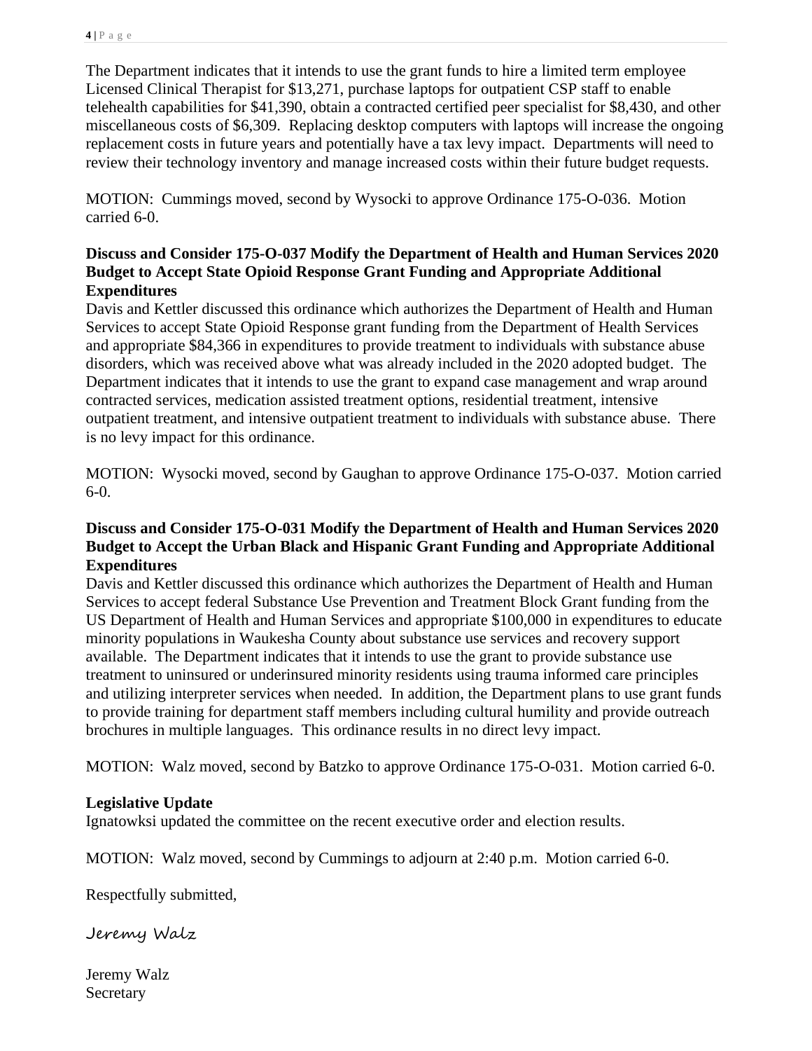The Department indicates that it intends to use the grant funds to hire a limited term employee Licensed Clinical Therapist for $13,271, purchase laptops for outpatient CSP staff to enable telehealth capabilities for $41,390, obtain a contracted certified peer specialist for $8,430, and other miscellaneous costs of $6,309. Replacing desktop computers with laptops will increase the ongoing replacement costs in future years and potentially have a tax levy impact. Departments will need to review their technology inventory and manage increased costs within their future budget requests.

MOTION: Cummings moved, second by Wysocki to approve Ordinance 175-O-036. Motion carried 6-0.

**Discuss and Consider 175-O-037 Modify the Department of Health and Human Services 2020 Budget to Accept State Opioid Response Grant Funding and Appropriate Additional Expenditures**

Davis and Kettler discussed this ordinance which authorizes the Department of Health and Human Services to accept State Opioid Response grant funding from the Department of Health Services and appropriate $84,366 in expenditures to provide treatment to individuals with substance abuse disorders, which was received above what was already included in the 2020 adopted budget. The Department indicates that it intends to use the grant to expand case management and wrap around contracted services, medication assisted treatment options, residential treatment, intensive outpatient treatment, and intensive outpatient treatment to individuals with substance abuse. There is no levy impact for this ordinance.

MOTION: Wysocki moved, second by Gaughan to approve Ordinance 175-O-037. Motion carried 6-0.

**Discuss and Consider 175-O-031 Modify the Department of Health and Human Services 2020 Budget to Accept the Urban Black and Hispanic Grant Funding and Appropriate Additional Expenditures**

Davis and Kettler discussed this ordinance which authorizes the Department of Health and Human Services to accept federal Substance Use Prevention and Treatment Block Grant funding from the US Department of Health and Human Services and appropriate $100,000 in expenditures to educate minority populations in Waukesha County about substance use services and recovery support available. The Department indicates that it intends to use the grant to provide substance use treatment to uninsured or underinsured minority residents using trauma informed care principles and utilizing interpreter services when needed. In addition, the Department plans to use grant funds to provide training for department staff members including cultural humility and provide outreach brochures in multiple languages. This ordinance results in no direct levy impact.

MOTION: Walz moved, second by Batzko to approve Ordinance 175-O-031. Motion carried 6-0.

**Legislative Update**

Ignatowksi updated the committee on the recent executive order and election results.

MOTION: Walz moved, second by Cummings to adjourn at 2:40 p.m. Motion carried 6-0.

Respectfully submitted,

Jeremy Walz

Jeremy Walz
Secretary